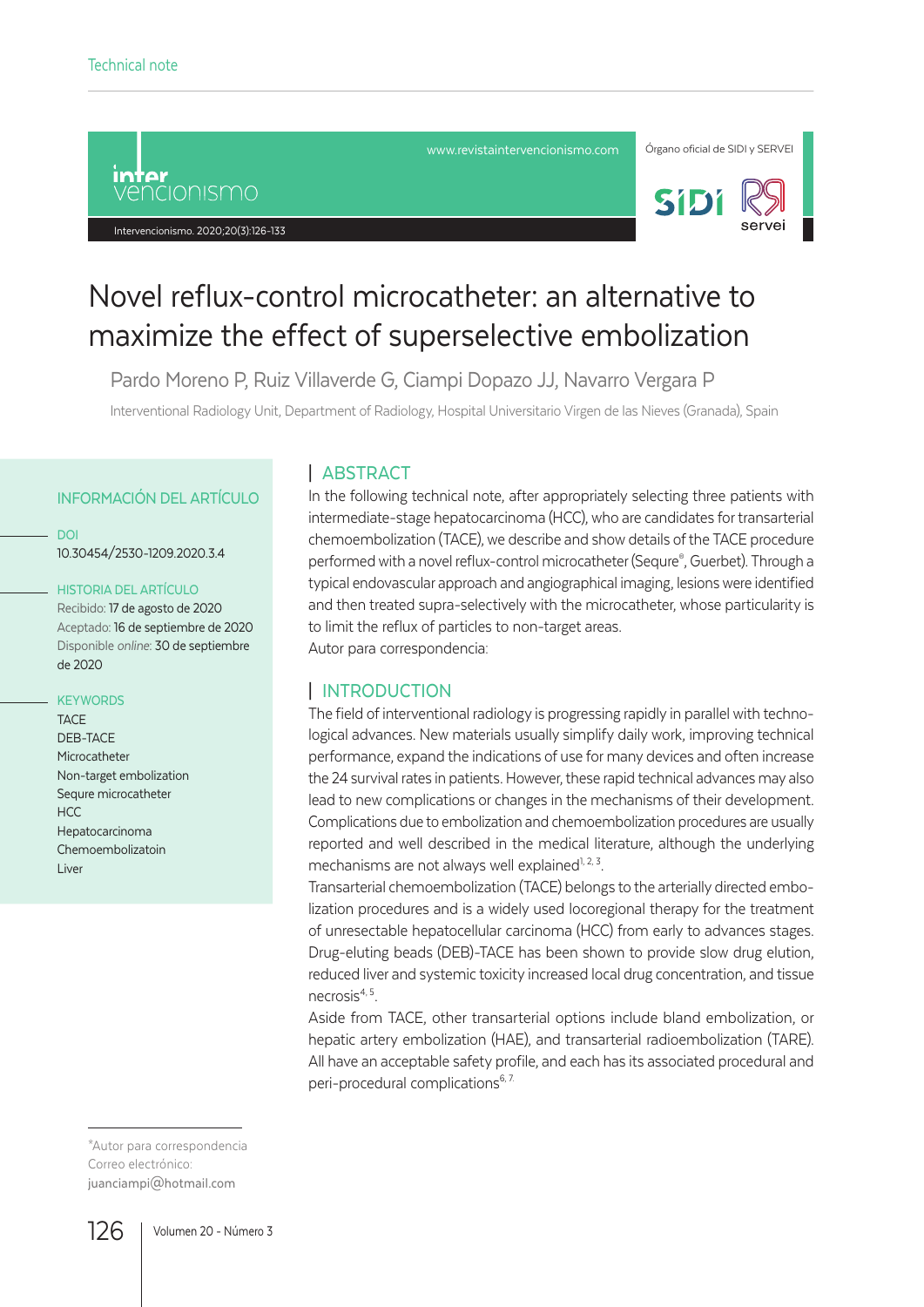Technical note

# Novel reflux-control microcatheter: an alternative to maximize the effect of superselective embolization

Pardo Moreno P, Ruiz Villaverde G, Ciampi Dopazo JJ, Navarro Vergara P

Interventional Radiology Unit, Department of Radiology, Hospital Universitario Virgen de las Nieves (Granada), Spain

## INFORMACIÓN DEL ARTÍCULO

**DOI**
10.30454/2530-1209.2020.3.4

**HISTORIA DEL ARTÍCULO**
Recibido: 17 de agosto de 2020
Aceptado: 16 de septiembre de 2020
Disponible *online*: 30 de septiembre de 2020

**KEYWORDS**
TACE
DEB-TACE
Microcatheter
Non-target embolization
Sequre microcatheter
HCC
Hepatocarcinoma
Chemoembolizatoin
Liver

## ABSTRACT

In the following technical note, after appropriately selecting three patients with intermediate-stage hepatocarcinoma (HCC), who are candidates for transarterial chemoembolization (TACE), we describe and show details of the TACE procedure performed with a novel reflux-control microcatheter (Sequre®, Guerbet). Through a typical endovascular approach and angiographical imaging, lesions were identified and then treated supra-selectively with the microcatheter, whose particularity is to limit the reflux of particles to non-target areas.
Autor para correspondencia:

## INTRODUCTION

The field of interventional radiology is progressing rapidly in parallel with technological advances. New materials usually simplify daily work, improving technical performance, expand the indications of use for many devices and often increase the 24 survival rates in patients. However, these rapid technical advances may also lead to new complications or changes in the mechanisms of their development. Complications due to embolization and chemoembolization procedures are usually reported and well described in the medical literature, although the underlying mechanisms are not always well explained[1, 2, 3].

Transarterial chemoembolization (TACE) belongs to the arterially directed embolization procedures and is a widely used locoregional therapy for the treatment of unresectable hepatocellular carcinoma (HCC) from early to advances stages. Drug-eluting beads (DEB)-TACE has been shown to provide slow drug elution, reduced liver and systemic toxicity increased local drug concentration, and tissue necrosis[4, 5].

Aside from TACE, other transarterial options include bland embolization, or hepatic artery embolization (HAE), and transarterial radioembolization (TARE). All have an acceptable safety profile, and each has its associated procedural and peri-procedural complications[6, 7].

*Autor para correspondencia
Correo electrónico:
juanciampi@hotmail.com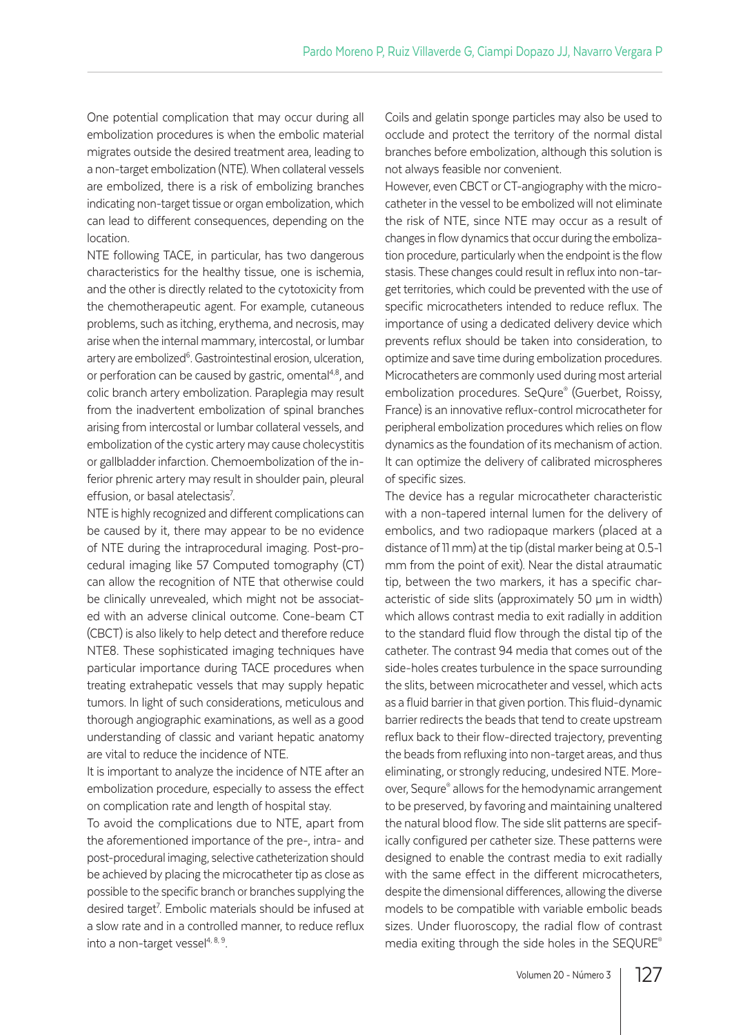One potential complication that may occur during all embolization procedures is when the embolic material migrates outside the desired treatment area, leading to a non-target embolization (NTE). When collateral vessels are embolized, there is a risk of embolizing branches indicating non-target tissue or organ embolization, which can lead to different consequences, depending on the location.

NTE following TACE, in particular, has two dangerous characteristics for the healthy tissue, one is ischemia, and the other is directly related to the cytotoxicity from the chemotherapeutic agent. For example, cutaneous problems, such as itching, erythema, and necrosis, may arise when the internal mammary, intercostal, or lumbar artery are embolized[6]. Gastrointestinal erosion, ulceration, or perforation can be caused by gastric, omental[4,8], and colic branch artery embolization. Paraplegia may result from the inadvertent embolization of spinal branches arising from intercostal or lumbar collateral vessels, and embolization of the cystic artery may cause cholecystitis or gallbladder infarction. Chemoembolization of the inferior phrenic artery may result in shoulder pain, pleural effusion, or basal atelectasis[7].

NTE is highly recognized and different complications can be caused by it, there may appear to be no evidence of NTE during the intraprocedural imaging. Post-procedural imaging like 57 Computed tomography (CT) can allow the recognition of NTE that otherwise could be clinically unrevealed, which might not be associated with an adverse clinical outcome. Cone-beam CT (CBCT) is also likely to help detect and therefore reduce NTE8. These sophisticated imaging techniques have particular importance during TACE procedures when treating extrahepatic vessels that may supply hepatic tumors. In light of such considerations, meticulous and thorough angiographic examinations, as well as a good understanding of classic and variant hepatic anatomy are vital to reduce the incidence of NTE.

It is important to analyze the incidence of NTE after an embolization procedure, especially to assess the effect on complication rate and length of hospital stay.

To avoid the complications due to NTE, apart from the aforementioned importance of the pre-, intra- and post-procedural imaging, selective catheterization should be achieved by placing the microcatheter tip as close as possible to the specific branch or branches supplying the desired target[7]. Embolic materials should be infused at a slow rate and in a controlled manner, to reduce reflux into a non-target vessel[4, 8, 9].

Coils and gelatin sponge particles may also be used to occlude and protect the territory of the normal distal branches before embolization, although this solution is not always feasible nor convenient.

However, even CBCT or CT-angiography with the microcatheter in the vessel to be embolized will not eliminate the risk of NTE, since NTE may occur as a result of changes in flow dynamics that occur during the embolization procedure, particularly when the endpoint is the flow stasis. These changes could result in reflux into non-target territories, which could be prevented with the use of specific microcatheters intended to reduce reflux. The importance of using a dedicated delivery device which prevents reflux should be taken into consideration, to optimize and save time during embolization procedures.

Microcatheters are commonly used during most arterial embolization procedures. SeQure® (Guerbet, Roissy, France) is an innovative reflux-control microcatheter for peripheral embolization procedures which relies on flow dynamics as the foundation of its mechanism of action. It can optimize the delivery of calibrated microspheres of specific sizes.

The device has a regular microcatheter characteristic with a non-tapered internal lumen for the delivery of embolics, and two radiopaque markers (placed at a distance of 11 mm) at the tip (distal marker being at 0.5-1 mm from the point of exit). Near the distal atraumatic tip, between the two markers, it has a specific characteristic of side slits (approximately 50 μm in width) which allows contrast media to exit radially in addition to the standard fluid flow through the distal tip of the catheter. The contrast 94 media that comes out of the side-holes creates turbulence in the space surrounding the slits, between microcatheter and vessel, which acts as a fluid barrier in that given portion. This fluid-dynamic barrier redirects the beads that tend to create upstream reflux back to their flow-directed trajectory, preventing the beads from refluxing into non-target areas, and thus eliminating, or strongly reducing, undesired NTE. Moreover, Sequre® allows for the hemodynamic arrangement to be preserved, by favoring and maintaining unaltered the natural blood flow. The side slit patterns are specifically configured per catheter size. These patterns were designed to enable the contrast media to exit radially with the same effect in the different microcatheters, despite the dimensional differences, allowing the diverse models to be compatible with variable embolic beads sizes. Under fluoroscopy, the radial flow of contrast media exiting through the side holes in the SEQURE®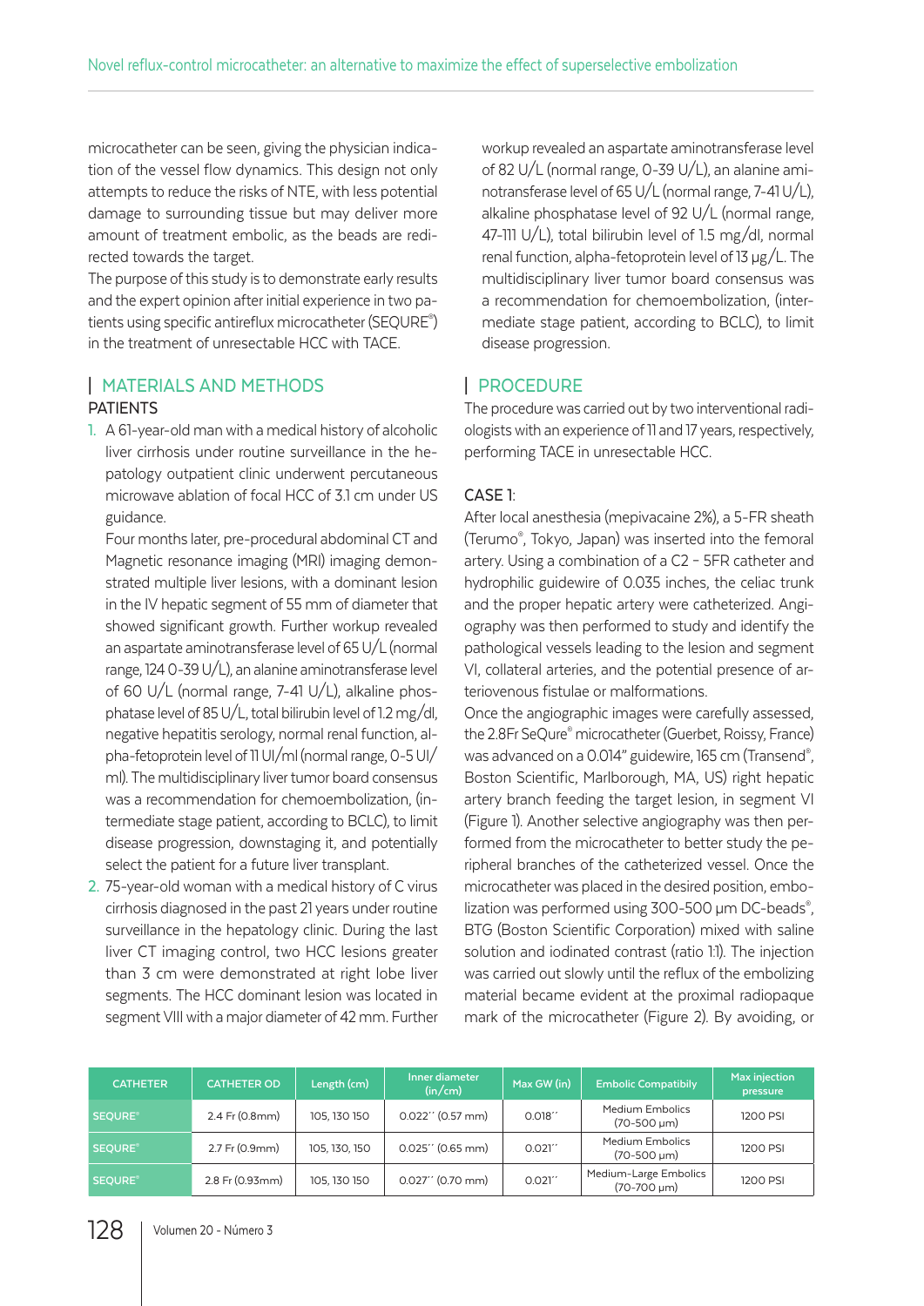microcatheter can be seen, giving the physician indication of the vessel flow dynamics. This design not only attempts to reduce the risks of NTE, with less potential damage to surrounding tissue but may deliver more amount of treatment embolic, as the beads are redirected towards the target.

The purpose of this study is to demonstrate early results and the expert opinion after initial experience in two patients using specific antireflux microcatheter (SEQURE®) in the treatment of unresectable HCC with TACE.

## MATERIALS AND METHODS

### PATIENTS

1. A 61-year-old man with a medical history of alcoholic liver cirrhosis under routine surveillance in the hepatology outpatient clinic underwent percutaneous microwave ablation of focal HCC of 3.1 cm under US guidance.

   Four months later, pre-procedural abdominal CT and Magnetic resonance imaging (MRI) imaging demonstrated multiple liver lesions, with a dominant lesion in the IV hepatic segment of 55 mm of diameter that showed significant growth. Further workup revealed an aspartate aminotransferase level of 65 U/L (normal range, 124 0-39 U/L), an alanine aminotransferase level of 60 U/L (normal range, 7-41 U/L), alkaline phosphatase level of 85 U/L, total bilirubin level of 1.2 mg/dl, negative hepatitis serology, normal renal function, alpha-fetoprotein level of 11 UI/ml (normal range, 0-5 UI/ml). The multidisciplinary liver tumor board consensus was a recommendation for chemoembolization, (intermediate stage patient, according to BCLC), to limit disease progression, downstaging it, and potentially select the patient for a future liver transplant.

2. 75-year-old woman with a medical history of C virus cirrhosis diagnosed in the past 21 years under routine surveillance in the hepatology clinic. During the last liver CT imaging control, two HCC lesions greater than 3 cm were demonstrated at right lobe liver segments. The HCC dominant lesion was located in segment VIII with a major diameter of 42 mm. Further workup revealed an aspartate aminotransferase level of 82 U/L (normal range, 0-39 U/L), an alanine aminotransferase level of 65 U/L (normal range, 7-41 U/L), alkaline phosphatase level of 92 U/L (normal range, 47-111 U/L), total bilirubin level of 1.5 mg/dl, normal renal function, alpha-fetoprotein level of 13 µg/L. The multidisciplinary liver tumor board consensus was a recommendation for chemoembolization, (intermediate stage patient, according to BCLC), to limit disease progression.

## PROCEDURE

The procedure was carried out by two interventional radiologists with an experience of 11 and 17 years, respectively, performing TACE in unresectable HCC.

### CASE 1:

After local anesthesia (mepivacaine 2%), a 5-FR sheath (Terumo®, Tokyo, Japan) was inserted into the femoral artery. Using a combination of a C2 - 5FR catheter and hydrophilic guidewire of 0.035 inches, the celiac trunk and the proper hepatic artery were catheterized. Angiography was then performed to study and identify the pathological vessels leading to the lesion and segment VI, collateral arteries, and the potential presence of arteriovenous fistulae or malformations.

Once the angiographic images were carefully assessed, the 2.8Fr SeQure® microcatheter (Guerbet, Roissy, France) was advanced on a 0.014" guidewire, 165 cm (Transend®, Boston Scientific, Marlborough, MA, US) right hepatic artery branch feeding the target lesion, in segment VI (Figure 1). Another selective angiography was then performed from the microcatheter to better study the peripheral branches of the catheterized vessel. Once the microcatheter was placed in the desired position, embolization was performed using 300-500 µm DC-beads®, BTG (Boston Scientific Corporation) mixed with saline solution and iodinated contrast (ratio 1:1). The injection was carried out slowly until the reflux of the embolizing material became evident at the proximal radiopaque mark of the microcatheter (Figure 2). By avoiding, or

| CATHETER | CATHETER OD | Length (cm) | Inner diameter (in/cm) | Max GW (in) | Embolic Compatibily | Max injection pressure |
|---|---|---|---|---|---|---|
| SEQURE® | 2.4 Fr (0.8mm) | 105, 130 150 | 0.022´´ (0.57 mm) | 0.018´´ | Medium Embolics (70-500 µm) | 1200 PSI |
| SEQURE® | 2.7 Fr (0.9mm) | 105, 130, 150 | 0.025´´ (0.65 mm) | 0.021´´ | Medium Embolics (70-500 µm) | 1200 PSI |
| SEQURE® | 2.8 Fr (0.93mm) | 105, 130 150 | 0.027´´ (0.70 mm) | 0.021´´ | Medium-Large Embolics (70-700 µm) | 1200 PSI |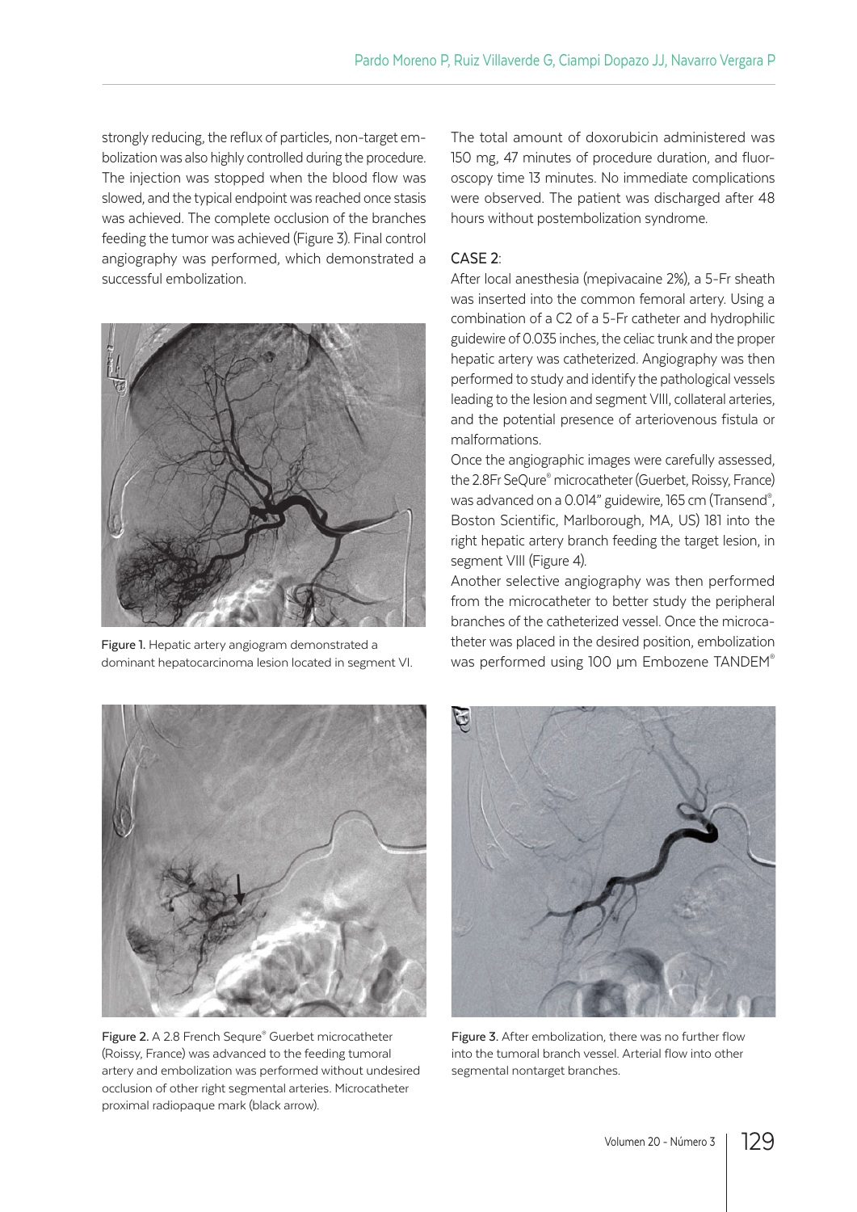strongly reducing, the reflux of particles, non-target embolization was also highly controlled during the procedure. The injection was stopped when the blood flow was slowed, and the typical endpoint was reached once stasis was achieved. The complete occlusion of the branches feeding the tumor was achieved (Figure 3). Final control angiography was performed, which demonstrated a successful embolization.

Figure 1. Hepatic artery angiogram demonstrated a dominant hepatocarcinoma lesion located in segment VI.

The total amount of doxorubicin administered was 150 mg, 47 minutes of procedure duration, and fluoroscopy time 13 minutes. No immediate complications were observed. The patient was discharged after 48 hours without postembolization syndrome.

### CASE 2:

After local anesthesia (mepivacaine 2%), a 5-Fr sheath was inserted into the common femoral artery. Using a combination of a C2 of a 5-Fr catheter and hydrophilic guidewire of 0.035 inches, the celiac trunk and the proper hepatic artery was catheterized. Angiography was then performed to study and identify the pathological vessels leading to the lesion and segment VIII, collateral arteries, and the potential presence of arteriovenous fistula or malformations.

Once the angiographic images were carefully assessed, the 2.8Fr SeQure® microcatheter (Guerbet, Roissy, France) was advanced on a 0.014" guidewire, 165 cm (Transend®, Boston Scientific, Marlborough, MA, US) 181 into the right hepatic artery branch feeding the target lesion, in segment VIII (Figure 4).

Another selective angiography was then performed from the microcatheter to better study the peripheral branches of the catheterized vessel. Once the microcatheter was placed in the desired position, embolization was performed using 100 µm Embozene TANDEM®

Figure 2. A 2.8 French Sequre® Guerbet microcatheter (Roissy, France) was advanced to the feeding tumoral artery and embolization was performed without undesired occlusion of other right segmental arteries. Microcatheter proximal radiopaque mark (black arrow).

Figure 3. After embolization, there was no further flow into the tumoral branch vessel. Arterial flow into other segmental nontarget branches.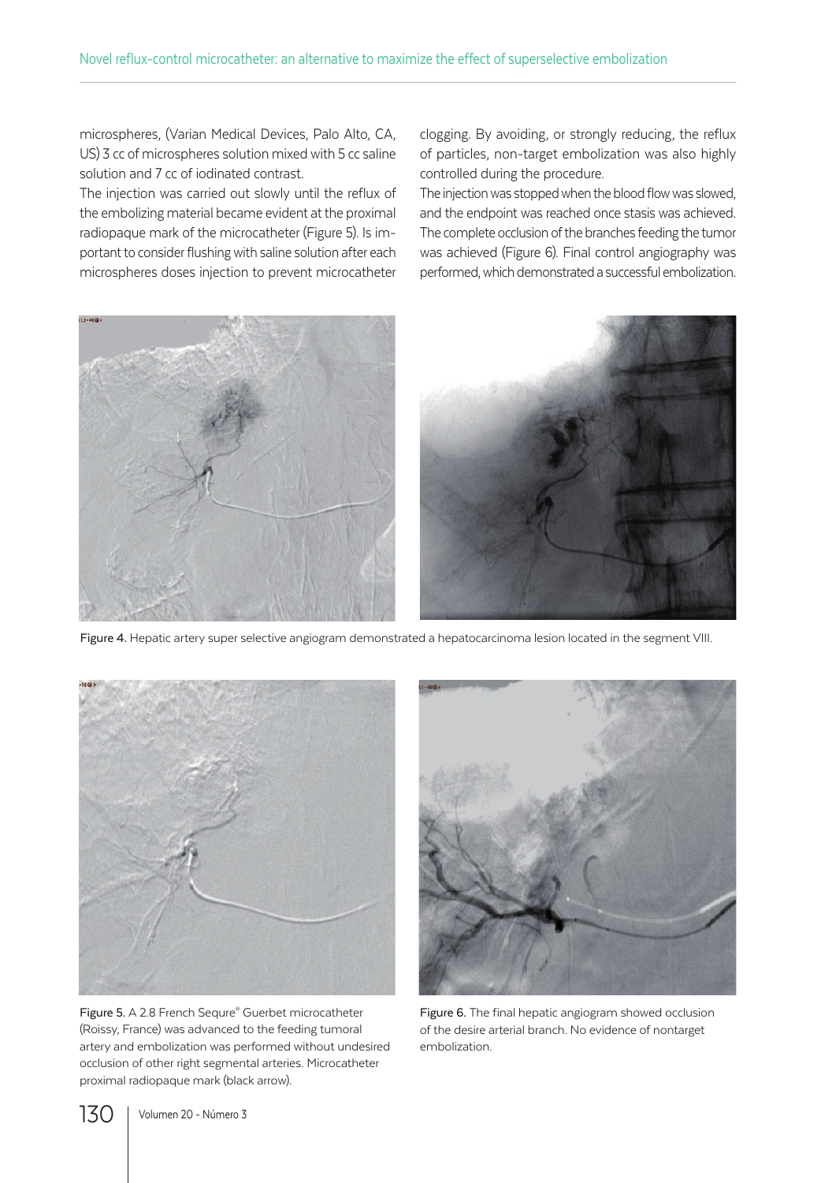microspheres, (Varian Medical Devices, Palo Alto, CA, US) 3 cc of microspheres solution mixed with 5 cc saline solution and 7 cc of iodinated contrast.

The injection was carried out slowly until the reflux of the embolizing material became evident at the proximal radiopaque mark of the microcatheter (Figure 5). Is important to consider flushing with saline solution after each microspheres doses injection to prevent microcatheter clogging. By avoiding, or strongly reducing, the reflux of particles, non-target embolization was also highly controlled during the procedure.

The injection was stopped when the blood flow was slowed, and the endpoint was reached once stasis was achieved. The complete occlusion of the branches feeding the tumor was achieved (Figure 6). Final control angiography was performed, which demonstrated a successful embolization.

Figure 4. Hepatic artery super selective angiogram demonstrated a hepatocarcinoma lesion located in the segment VIII.

Figure 5. A 2.8 French Sequre® Guerbet microcatheter (Roissy, France) was advanced to the feeding tumoral artery and embolization was performed without undesired occlusion of other right segmental arteries. Microcatheter proximal radiopaque mark (black arrow).

Figure 6. The final hepatic angiogram showed occlusion of the desire arterial branch. No evidence of nontarget embolization.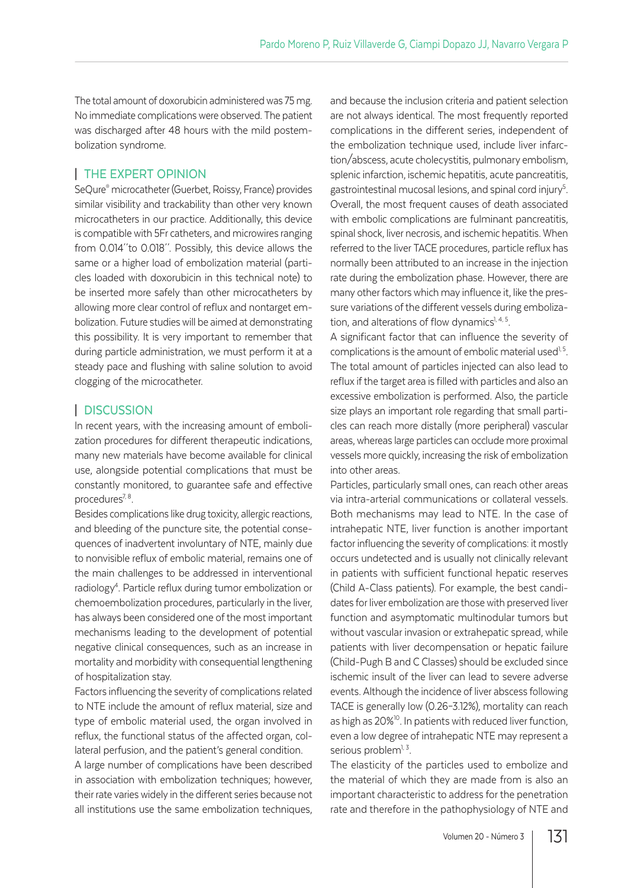The total amount of doxorubicin administered was 75 mg. No immediate complications were observed. The patient was discharged after 48 hours with the mild postembolization syndrome.

## THE EXPERT OPINION

SeQure® microcatheter (Guerbet, Roissy, France) provides similar visibility and trackability than other very known microcatheters in our practice. Additionally, this device is compatible with 5Fr catheters, and microwires ranging from 0.014´´to 0.018´´. Possibly, this device allows the same or a higher load of embolization material (particles loaded with doxorubicin in this technical note) to be inserted more safely than other microcatheters by allowing more clear control of reflux and nontarget embolization. Future studies will be aimed at demonstrating this possibility. It is very important to remember that during particle administration, we must perform it at a steady pace and flushing with saline solution to avoid clogging of the microcatheter.

## DISCUSSION

In recent years, with the increasing amount of embolization procedures for different therapeutic indications, many new materials have become available for clinical use, alongside potential complications that must be constantly monitored, to guarantee safe and effective procedures[7, 8].

Besides complications like drug toxicity, allergic reactions, and bleeding of the puncture site, the potential consequences of inadvertent involuntary of NTE, mainly due to nonvisible reflux of embolic material, remains one of the main challenges to be addressed in interventional radiology[4]. Particle reflux during tumor embolization or chemoembolization procedures, particularly in the liver, has always been considered one of the most important mechanisms leading to the development of potential negative clinical consequences, such as an increase in mortality and morbidity with consequential lengthening of hospitalization stay.

Factors influencing the severity of complications related to NTE include the amount of reflux material, size and type of embolic material used, the organ involved in reflux, the functional status of the affected organ, collateral perfusion, and the patient's general condition.

A large number of complications have been described in association with embolization techniques; however, their rate varies widely in the different series because not all institutions use the same embolization techniques, and because the inclusion criteria and patient selection are not always identical. The most frequently reported complications in the different series, independent of the embolization technique used, include liver infarction/abscess, acute cholecystitis, pulmonary embolism, splenic infarction, ischemic hepatitis, acute pancreatitis, gastrointestinal mucosal lesions, and spinal cord injury[5]. Overall, the most frequent causes of death associated with embolic complications are fulminant pancreatitis, spinal shock, liver necrosis, and ischemic hepatitis. When referred to the liver TACE procedures, particle reflux has normally been attributed to an increase in the injection rate during the embolization phase. However, there are many other factors which may influence it, like the pressure variations of the different vessels during embolization, and alterations of flow dynamics[1, 4, 5].

A significant factor that can influence the severity of complications is the amount of embolic material used[1, 5]. The total amount of particles injected can also lead to reflux if the target area is filled with particles and also an excessive embolization is performed. Also, the particle size plays an important role regarding that small particles can reach more distally (more peripheral) vascular areas, whereas large particles can occlude more proximal vessels more quickly, increasing the risk of embolization into other areas.

Particles, particularly small ones, can reach other areas via intra-arterial communications or collateral vessels. Both mechanisms may lead to NTE. In the case of intrahepatic NTE, liver function is another important factor influencing the severity of complications: it mostly occurs undetected and is usually not clinically relevant in patients with sufficient functional hepatic reserves (Child A-Class patients). For example, the best candidates for liver embolization are those with preserved liver function and asymptomatic multinodular tumors but without vascular invasion or extrahepatic spread, while patients with liver decompensation or hepatic failure (Child-Pugh B and C Classes) should be excluded since ischemic insult of the liver can lead to severe adverse events. Although the incidence of liver abscess following TACE is generally low (0.26-3.12%), mortality can reach as high as 20%[10]. In patients with reduced liver function, even a low degree of intrahepatic NTE may represent a serious problem[1, 3].

The elasticity of the particles used to embolize and the material of which they are made from is also an important characteristic to address for the penetration rate and therefore in the pathophysiology of NTE and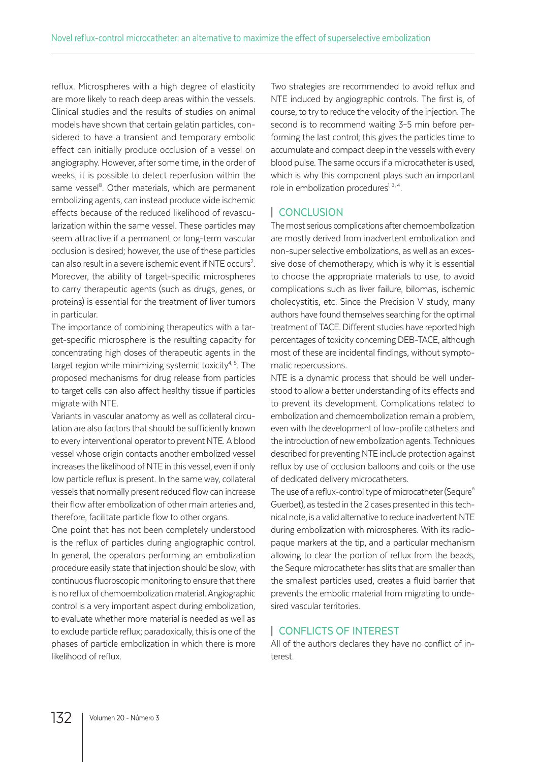reflux. Microspheres with a high degree of elasticity are more likely to reach deep areas within the vessels. Clinical studies and the results of studies on animal models have shown that certain gelatin particles, considered to have a transient and temporary embolic effect can initially produce occlusion of a vessel on angiography. However, after some time, in the order of weeks, it is possible to detect reperfusion within the same vessel[8]. Other materials, which are permanent embolizing agents, can instead produce wide ischemic effects because of the reduced likelihood of revascularization within the same vessel. These particles may seem attractive if a permanent or long-term vascular occlusion is desired; however, the use of these particles can also result in a severe ischemic event if NTE occurs[2]. Moreover, the ability of target-specific microspheres to carry therapeutic agents (such as drugs, genes, or proteins) is essential for the treatment of liver tumors in particular.

The importance of combining therapeutics with a target-specific microsphere is the resulting capacity for concentrating high doses of therapeutic agents in the target region while minimizing systemic toxicity[4, 5]. The proposed mechanisms for drug release from particles to target cells can also affect healthy tissue if particles migrate with NTE.

Variants in vascular anatomy as well as collateral circulation are also factors that should be sufficiently known to every interventional operator to prevent NTE. A blood vessel whose origin contacts another embolized vessel increases the likelihood of NTE in this vessel, even if only low particle reflux is present. In the same way, collateral vessels that normally present reduced flow can increase their flow after embolization of other main arteries and, therefore, facilitate particle flow to other organs.

One point that has not been completely understood is the reflux of particles during angiographic control. In general, the operators performing an embolization procedure easily state that injection should be slow, with continuous fluoroscopic monitoring to ensure that there is no reflux of chemoembolization material. Angiographic control is a very important aspect during embolization, to evaluate whether more material is needed as well as to exclude particle reflux; paradoxically, this is one of the phases of particle embolization in which there is more likelihood of reflux.

Two strategies are recommended to avoid reflux and NTE induced by angiographic controls. The first is, of course, to try to reduce the velocity of the injection. The second is to recommend waiting 3–5 min before performing the last control; this gives the particles time to accumulate and compact deep in the vessels with every blood pulse. The same occurs if a microcatheter is used, which is why this component plays such an important role in embolization procedures[1, 3, 4].

## CONCLUSION

The most serious complications after chemoembolization are mostly derived from inadvertent embolization and non-super selective embolizations, as well as an excessive dose of chemotherapy, which is why it is essential to choose the appropriate materials to use, to avoid complications such as liver failure, bilomas, ischemic cholecystitis, etc. Since the Precision V study, many authors have found themselves searching for the optimal treatment of TACE. Different studies have reported high percentages of toxicity concerning DEB-TACE, although most of these are incidental findings, without symptomatic repercussions.

NTE is a dynamic process that should be well understood to allow a better understanding of its effects and to prevent its development. Complications related to embolization and chemoembolization remain a problem, even with the development of low-profile catheters and the introduction of new embolization agents. Techniques described for preventing NTE include protection against reflux by use of occlusion balloons and coils or the use of dedicated delivery microcatheters.

The use of a reflux-control type of microcatheter (Sequre® Guerbet), as tested in the 2 cases presented in this technical note, is a valid alternative to reduce inadvertent NTE during embolization with microspheres. With its radiopaque markers at the tip, and a particular mechanism allowing to clear the portion of reflux from the beads, the Sequre microcatheter has slits that are smaller than the smallest particles used, creates a fluid barrier that prevents the embolic material from migrating to undesired vascular territories.

## CONFLICTS OF INTEREST

All of the authors declares they have no conflict of interest.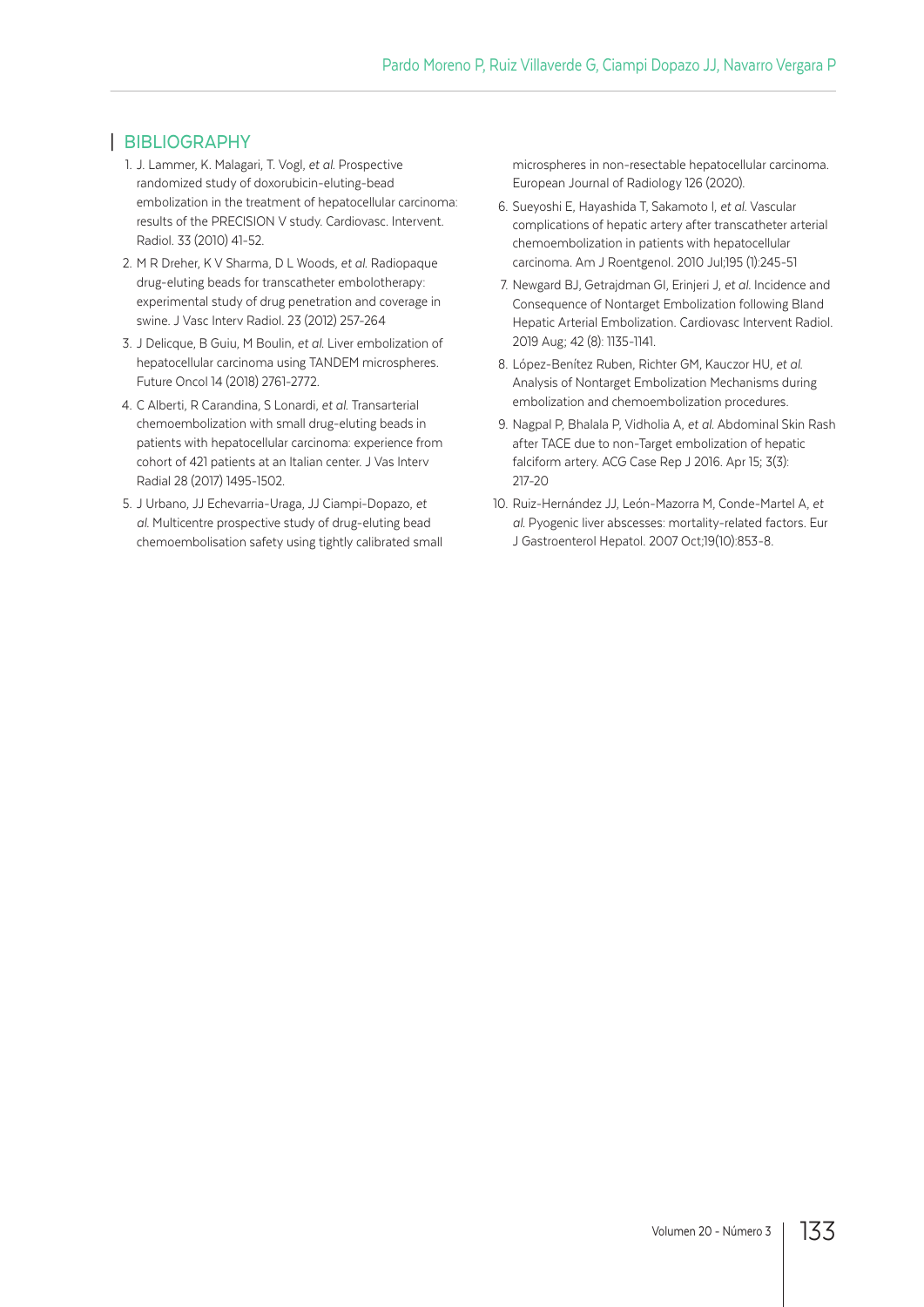## BIBLIOGRAPHY

1. J. Lammer, K. Malagari, T. Vogl, *et al.* Prospective randomized study of doxorubicin-eluting-bead embolization in the treatment of hepatocellular carcinoma: results of the PRECISION V study. Cardiovasc. Intervent. Radiol. 33 (2010) 41-52.
2. M R Dreher, K V Sharma, D L Woods, *et al.* Radiopaque drug-eluting beads for transcatheter embolotherapy: experimental study of drug penetration and coverage in swine. J Vasc Interv Radiol. 23 (2012) 257-264
3. J Delicque, B Guiu, M Boulin, *et al.* Liver embolization of hepatocellular carcinoma using TANDEM microspheres. Future Oncol 14 (2018) 2761-2772.
4. C Alberti, R Carandina, S Lonardi, *et al.* Transarterial chemoembolization with small drug-eluting beads in patients with hepatocellular carcinoma: experience from cohort of 421 patients at an Italian center. J Vas Interv Radial 28 (2017) 1495-1502.
5. J Urbano, JJ Echevarria-Uraga, JJ Ciampi-Dopazo, *et al.* Multicentre prospective study of drug-eluting bead chemoembolisation safety using tightly calibrated small microspheres in non-resectable hepatocellular carcinoma. European Journal of Radiology 126 (2020).
6. Sueyoshi E, Hayashida T, Sakamoto I, *et al.* Vascular complications of hepatic artery after transcatheter arterial chemoembolization in patients with hepatocellular carcinoma. Am J Roentgenol. 2010 Jul;195 (1):245-51
7. Newgard BJ, Getrajdman GI, Erinjeri J, *et al.* Incidence and Consequence of Nontarget Embolization following Bland Hepatic Arterial Embolization. Cardiovasc Intervent Radiol. 2019 Aug; 42 (8): 1135-1141.
8. López-Benítez Ruben, Richter GM, Kauczor HU, *et al.* Analysis of Nontarget Embolization Mechanisms during embolization and chemoembolization procedures.
9. Nagpal P, Bhalala P, Vidholia A, *et al.* Abdominal Skin Rash after TACE due to non-Target embolization of hepatic falciform artery. ACG Case Rep J 2016. Apr 15; 3(3): 217-20
10. Ruiz-Hernández JJ, León-Mazorra M, Conde-Martel A, *et al.* Pyogenic liver abscesses: mortality-related factors. Eur J Gastroenterol Hepatol. 2007 Oct;19(10):853-8.